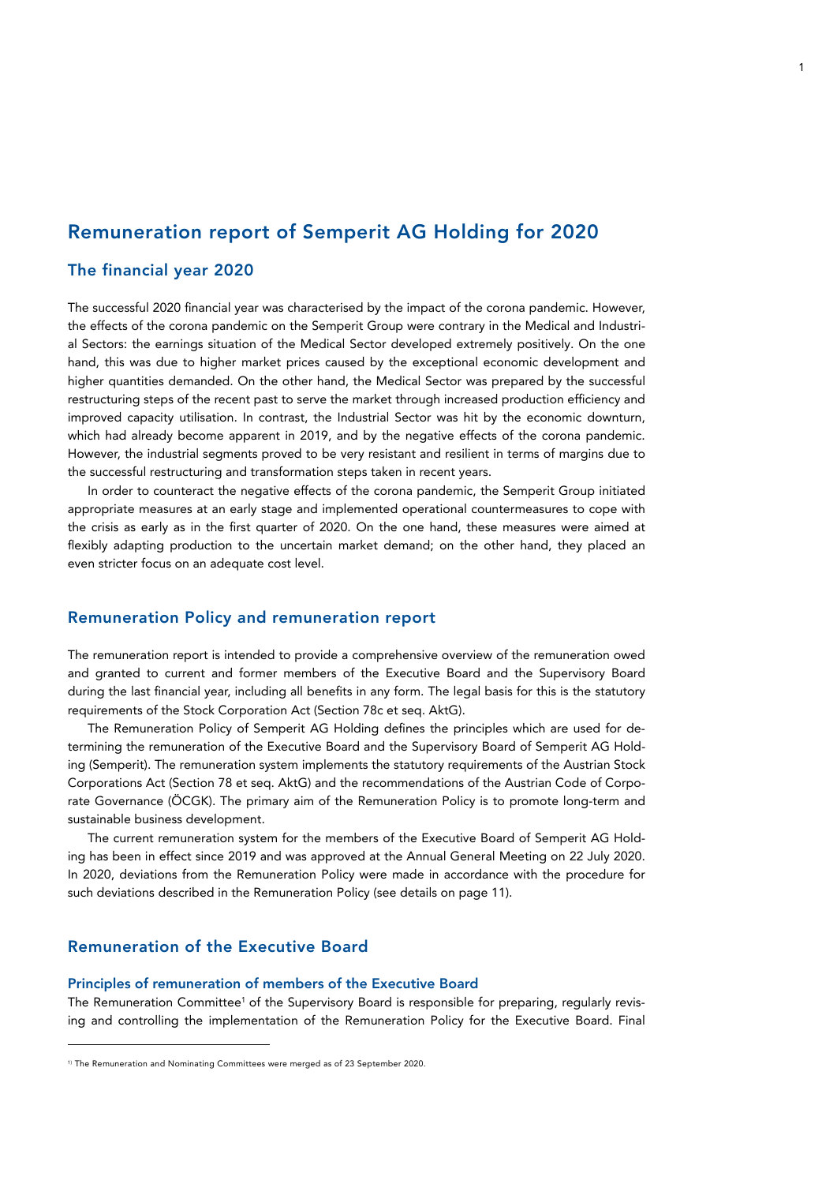# Remuneration report of Semperit AG Holding for 2020

## The financial year 2020

The successful 2020 financial year was characterised by the impact of the corona pandemic. However, the effects of the corona pandemic on the Semperit Group were contrary in the Medical and Industrial Sectors: the earnings situation of the Medical Sector developed extremely positively. On the one hand, this was due to higher market prices caused by the exceptional economic development and higher quantities demanded. On the other hand, the Medical Sector was prepared by the successful restructuring steps of the recent past to serve the market through increased production efficiency and improved capacity utilisation. In contrast, the Industrial Sector was hit by the economic downturn, which had already become apparent in 2019, and by the negative effects of the corona pandemic. However, the industrial segments proved to be very resistant and resilient in terms of margins due to the successful restructuring and transformation steps taken in recent years.

In order to counteract the negative effects of the corona pandemic, the Semperit Group initiated appropriate measures at an early stage and implemented operational countermeasures to cope with the crisis as early as in the first quarter of 2020. On the one hand, these measures were aimed at flexibly adapting production to the uncertain market demand; on the other hand, they placed an even stricter focus on an adequate cost level.

## Remuneration Policy and remuneration report

The remuneration report is intended to provide a comprehensive overview of the remuneration owed and granted to current and former members of the Executive Board and the Supervisory Board during the last financial year, including all benefits in any form. The legal basis for this is the statutory requirements of the Stock Corporation Act (Section 78c et seq. AktG).

The Remuneration Policy of Semperit AG Holding defines the principles which are used for determining the remuneration of the Executive Board and the Supervisory Board of Semperit AG Holding (Semperit). The remuneration system implements the statutory requirements of the Austrian Stock Corporations Act (Section 78 et seq. AktG) and the recommendations of the Austrian Code of Corporate Governance (ÖCGK). The primary aim of the Remuneration Policy is to promote long-term and sustainable business development.

The current remuneration system for the members of the Executive Board of Semperit AG Holding has been in effect since 2019 and was approved at the Annual General Meeting on 22 July 2020. In 2020, deviations from the Remuneration Policy were made in accordance with the procedure for such deviations described in the Remuneration Policy (see details on page 11).

## Remuneration of the Executive Board

### Principles of remuneration of members of the Executive Board

The Remuneration Committee[1] of the Supervisory Board is responsible for preparing, regularly revising and controlling the implementation of the Remuneration Policy for the Executive Board. Final

---

[1] The Remuneration and Nominating Committees were merged as of 23 September 2020.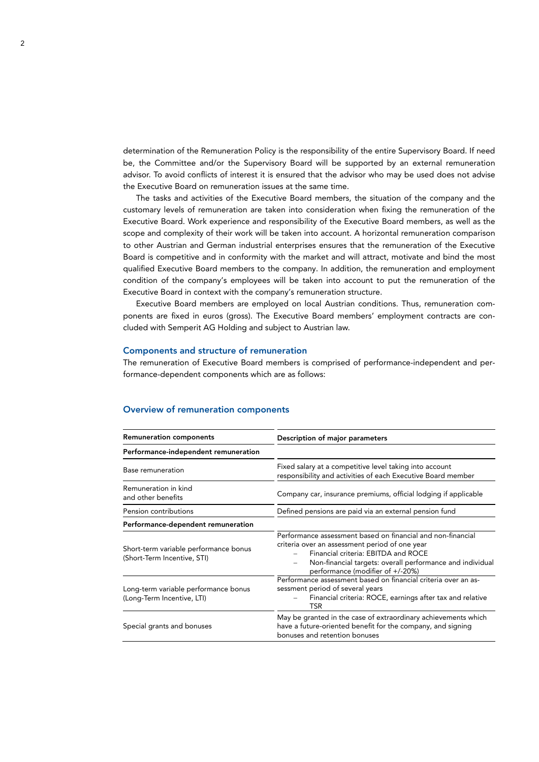determination of the Remuneration Policy is the responsibility of the entire Supervisory Board. If need be, the Committee and/or the Supervisory Board will be supported by an external remuneration advisor. To avoid conflicts of interest it is ensured that the advisor who may be used does not advise the Executive Board on remuneration issues at the same time.

The tasks and activities of the Executive Board members, the situation of the company and the customary levels of remuneration are taken into consideration when fixing the remuneration of the Executive Board. Work experience and responsibility of the Executive Board members, as well as the scope and complexity of their work will be taken into account. A horizontal remuneration comparison to other Austrian and German industrial enterprises ensures that the remuneration of the Executive Board is competitive and in conformity with the market and will attract, motivate and bind the most qualified Executive Board members to the company. In addition, the remuneration and employment condition of the company's employees will be taken into account to put the remuneration of the Executive Board in context with the company's remuneration structure.

Executive Board members are employed on local Austrian conditions. Thus, remuneration components are fixed in euros (gross). The Executive Board members' employment contracts are concluded with Semperit AG Holding and subject to Austrian law.

## Components and structure of remuneration

The remuneration of Executive Board members is comprised of performance-independent and performance-dependent components which are as follows:

## Overview of remuneration components

| Remuneration components | Description of major parameters |
|---|---|
| **Performance-independent remuneration** | |
| Base remuneration | Fixed salary at a competitive level taking into account responsibility and activities of each Executive Board member |
| Remuneration in kind and other benefits | Company car, insurance premiums, official lodging if applicable |
| Pension contributions | Defined pensions are paid via an external pension fund |
| **Performance-dependent remuneration** | |
| Short-term variable performance bonus (Short-Term Incentive, STI) | Performance assessment based on financial and non-financial criteria over an assessment period of one year<br>– Financial criteria: EBITDA and ROCE<br>– Non-financial targets: overall performance and individual performance (modifier of +/-20%) |
| Long-term variable performance bonus (Long-Term Incentive, LTI) | Performance assessment based on financial criteria over an assessment period of several years<br>– Financial criteria: ROCE, earnings after tax and relative TSR |
| Special grants and bonuses | May be granted in the case of extraordinary achievements which have a future-oriented benefit for the company, and signing bonuses and retention bonuses |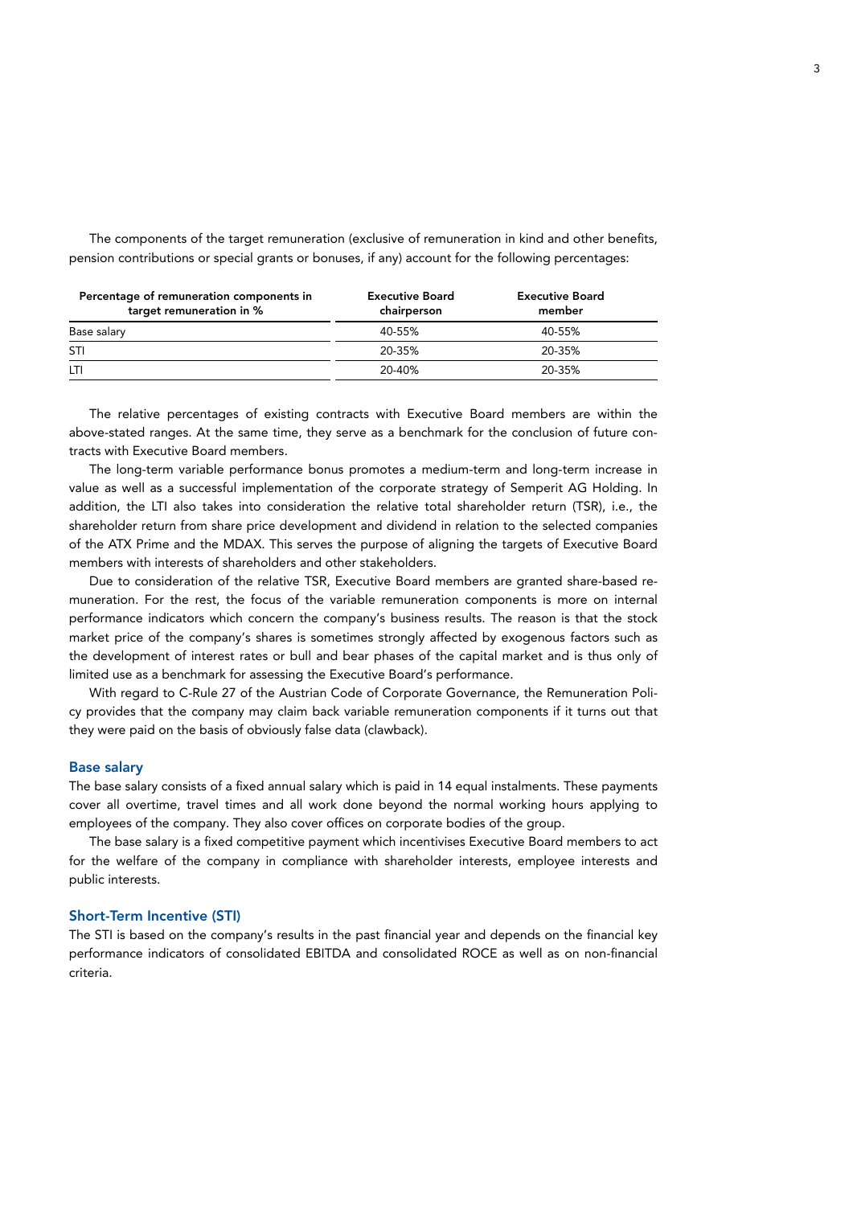The components of the target remuneration (exclusive of remuneration in kind and other benefits, pension contributions or special grants or bonuses, if any) account for the following percentages:

| Percentage of remuneration components in target remuneration in % | Executive Board chairperson | Executive Board member |
|---|---|---|
| Base salary | 40-55% | 40-55% |
| STI | 20-35% | 20-35% |
| LTI | 20-40% | 20-35% |

The relative percentages of existing contracts with Executive Board members are within the above-stated ranges. At the same time, they serve as a benchmark for the conclusion of future contracts with Executive Board members.

The long-term variable performance bonus promotes a medium-term and long-term increase in value as well as a successful implementation of the corporate strategy of Semperit AG Holding. In addition, the LTI also takes into consideration the relative total shareholder return (TSR), i.e., the shareholder return from share price development and dividend in relation to the selected companies of the ATX Prime and the MDAX. This serves the purpose of aligning the targets of Executive Board members with interests of shareholders and other stakeholders.

Due to consideration of the relative TSR, Executive Board members are granted share-based remuneration. For the rest, the focus of the variable remuneration components is more on internal performance indicators which concern the company's business results. The reason is that the stock market price of the company's shares is sometimes strongly affected by exogenous factors such as the development of interest rates or bull and bear phases of the capital market and is thus only of limited use as a benchmark for assessing the Executive Board's performance.

With regard to C-Rule 27 of the Austrian Code of Corporate Governance, the Remuneration Policy provides that the company may claim back variable remuneration components if it turns out that they were paid on the basis of obviously false data (clawback).

## Base salary

The base salary consists of a fixed annual salary which is paid in 14 equal instalments. These payments cover all overtime, travel times and all work done beyond the normal working hours applying to employees of the company. They also cover offices on corporate bodies of the group.

The base salary is a fixed competitive payment which incentivises Executive Board members to act for the welfare of the company in compliance with shareholder interests, employee interests and public interests.

## Short-Term Incentive (STI)

The STI is based on the company's results in the past financial year and depends on the financial key performance indicators of consolidated EBITDA and consolidated ROCE as well as on non-financial criteria.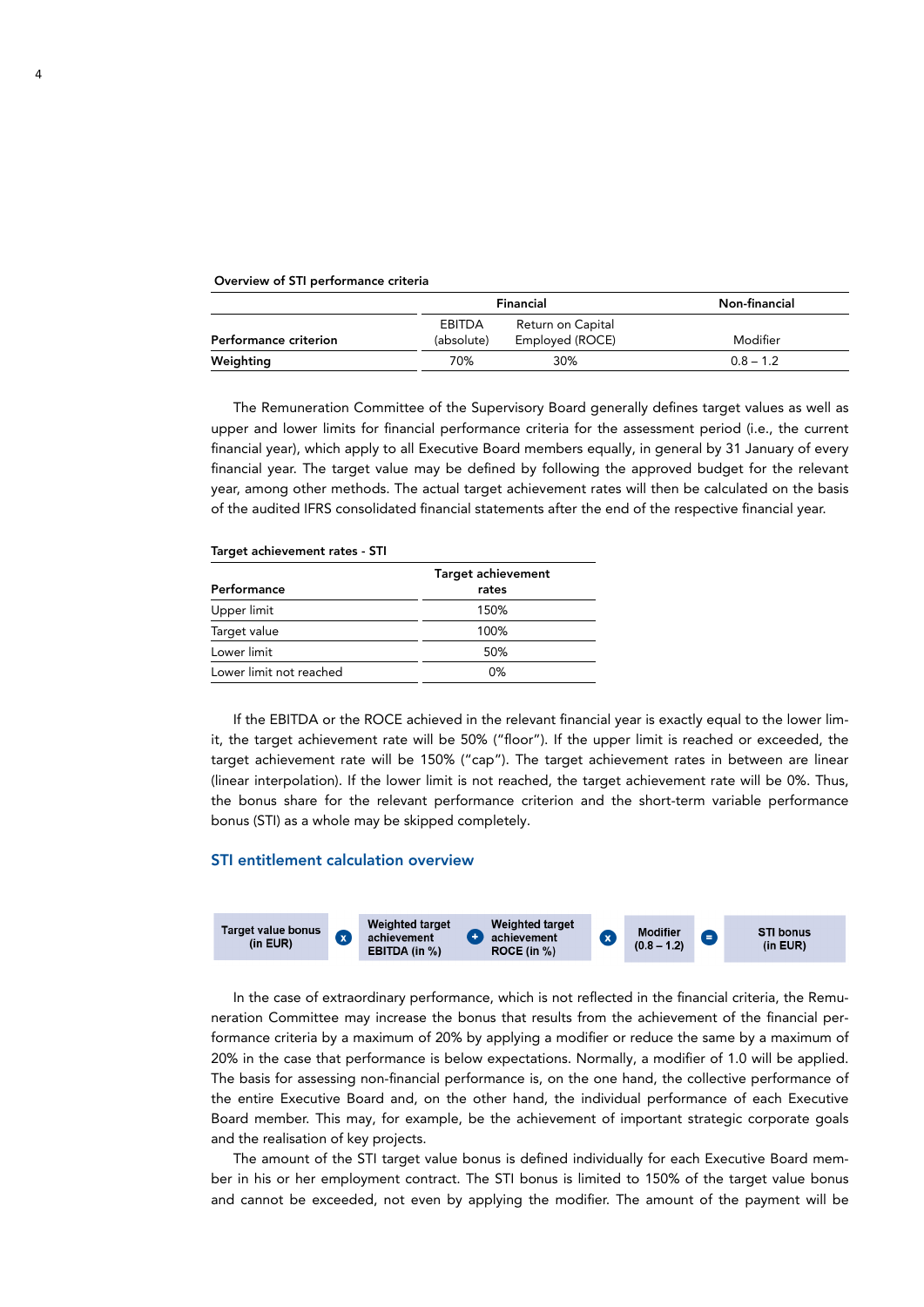**Overview of STI performance criteria**

| | Financial | | Non-financial |
|---|---|---|---|
| **Performance criterion** | EBITDA (absolute) | Return on Capital Employed (ROCE) | Modifier |
| **Weighting** | 70% | 30% | 0.8 – 1.2 |

The Remuneration Committee of the Supervisory Board generally defines target values as well as upper and lower limits for financial performance criteria for the assessment period (i.e., the current financial year), which apply to all Executive Board members equally, in general by 31 January of every financial year. The target value may be defined by following the approved budget for the relevant year, among other methods. The actual target achievement rates will then be calculated on the basis of the audited IFRS consolidated financial statements after the end of the respective financial year.

**Target achievement rates - STI**

| Performance | Target achievement rates |
|---|---|
| Upper limit | 150% |
| Target value | 100% |
| Lower limit | 50% |
| Lower limit not reached | 0% |

If the EBITDA or the ROCE achieved in the relevant financial year is exactly equal to the lower limit, the target achievement rate will be 50% ("floor"). If the upper limit is reached or exceeded, the target achievement rate will be 150% ("cap"). The target achievement rates in between are linear (linear interpolation). If the lower limit is not reached, the target achievement rate will be 0%. Thus, the bonus share for the relevant performance criterion and the short-term variable performance bonus (STI) as a whole may be skipped completely.

## STI entitlement calculation overview

**Target value bonus (in EUR)** x **Weighted target achievement EBITDA (in %)** + **Weighted target achievement ROCE (in %)** x **Modifier (0.8 – 1.2)** = **STI bonus (in EUR)**

In the case of extraordinary performance, which is not reflected in the financial criteria, the Remuneration Committee may increase the bonus that results from the achievement of the financial performance criteria by a maximum of 20% by applying a modifier or reduce the same by a maximum of 20% in the case that performance is below expectations. Normally, a modifier of 1.0 will be applied. The basis for assessing non-financial performance is, on the one hand, the collective performance of the entire Executive Board and, on the other hand, the individual performance of each Executive Board member. This may, for example, be the achievement of important strategic corporate goals and the realisation of key projects.

The amount of the STI target value bonus is defined individually for each Executive Board member in his or her employment contract. The STI bonus is limited to 150% of the target value bonus and cannot be exceeded, not even by applying the modifier. The amount of the payment will be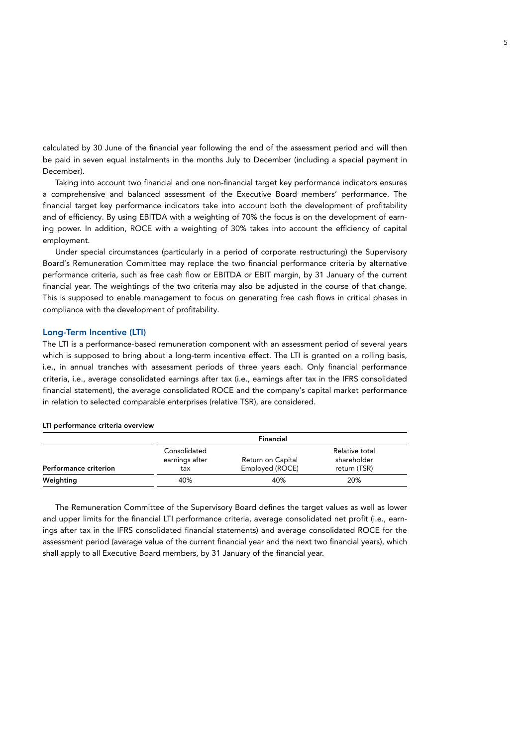calculated by 30 June of the financial year following the end of the assessment period and will then be paid in seven equal instalments in the months July to December (including a special payment in December).

Taking into account two financial and one non-financial target key performance indicators ensures a comprehensive and balanced assessment of the Executive Board members' performance. The financial target key performance indicators take into account both the development of profitability and of efficiency. By using EBITDA with a weighting of 70% the focus is on the development of earning power. In addition, ROCE with a weighting of 30% takes into account the efficiency of capital employment.

Under special circumstances (particularly in a period of corporate restructuring) the Supervisory Board's Remuneration Committee may replace the two financial performance criteria by alternative performance criteria, such as free cash flow or EBITDA or EBIT margin, by 31 January of the current financial year. The weightings of the two criteria may also be adjusted in the course of that change. This is supposed to enable management to focus on generating free cash flows in critical phases in compliance with the development of profitability.

## Long-Term Incentive (LTI)

The LTI is a performance-based remuneration component with an assessment period of several years which is supposed to bring about a long-term incentive effect. The LTI is granted on a rolling basis, i.e., in annual tranches with assessment periods of three years each. Only financial performance criteria, i.e., average consolidated earnings after tax (i.e., earnings after tax in the IFRS consolidated financial statement), the average consolidated ROCE and the company's capital market performance in relation to selected comparable enterprises (relative TSR), are considered.

**LTI performance criteria overview**

| | Financial | | |
|---|---|---|---|
| **Performance criterion** | Consolidated earnings after tax | Return on Capital Employed (ROCE) | Relative total shareholder return (TSR) |
| **Weighting** | 40% | 40% | 20% |

The Remuneration Committee of the Supervisory Board defines the target values as well as lower and upper limits for the financial LTI performance criteria, average consolidated net profit (i.e., earnings after tax in the IFRS consolidated financial statements) and average consolidated ROCE for the assessment period (average value of the current financial year and the next two financial years), which shall apply to all Executive Board members, by 31 January of the financial year.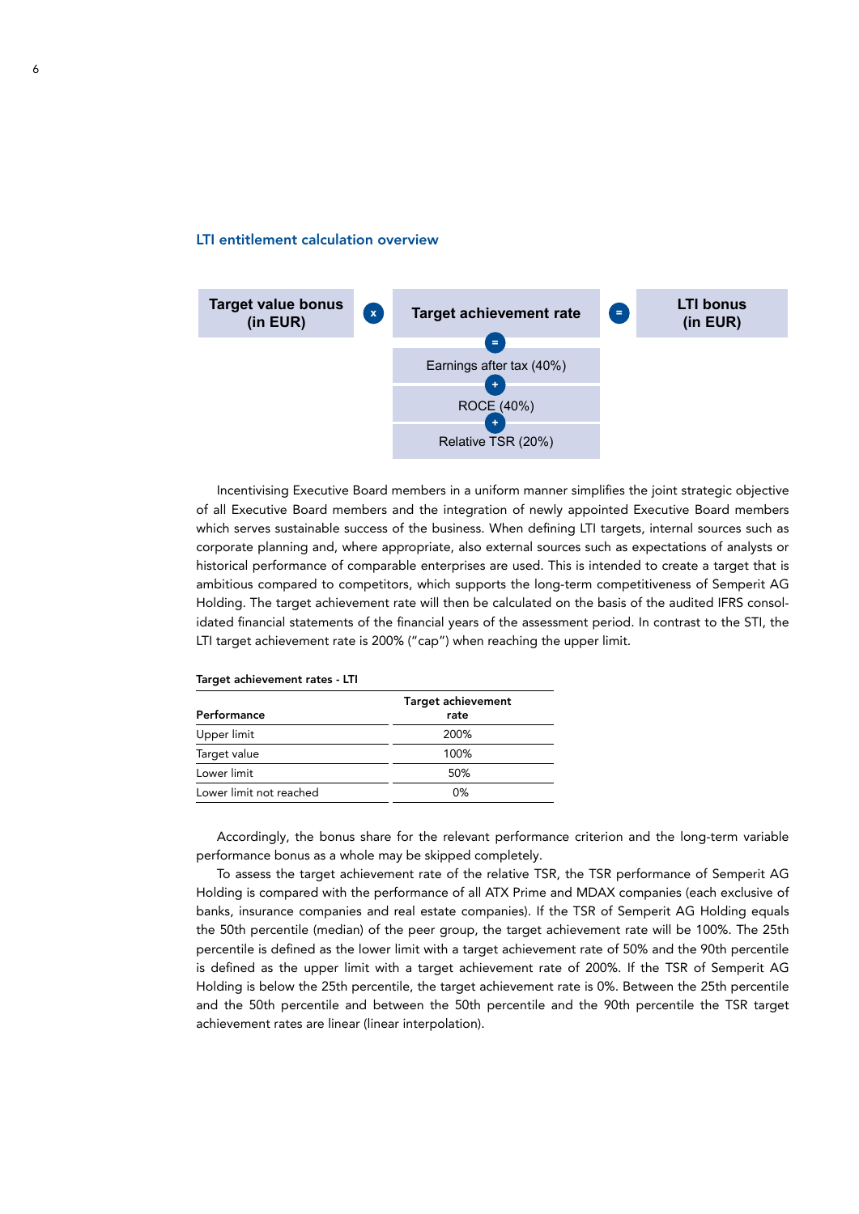## LTI entitlement calculation overview

Target value bonus (in EUR) × Target achievement rate = LTI bonus (in EUR)

Target achievement rate = Earnings after tax (40%) + ROCE (40%) + Relative TSR (20%)

Incentivising Executive Board members in a uniform manner simplifies the joint strategic objective of all Executive Board members and the integration of newly appointed Executive Board members which serves sustainable success of the business. When defining LTI targets, internal sources such as corporate planning and, where appropriate, also external sources such as expectations of analysts or historical performance of comparable enterprises are used. This is intended to create a target that is ambitious compared to competitors, which supports the long-term competitiveness of Semperit AG Holding. The target achievement rate will then be calculated on the basis of the audited IFRS consolidated financial statements of the financial years of the assessment period. In contrast to the STI, the LTI target achievement rate is 200% ("cap") when reaching the upper limit.

**Target achievement rates - LTI**

| Performance | Target achievement rate |
|---|---|
| Upper limit | 200% |
| Target value | 100% |
| Lower limit | 50% |
| Lower limit not reached | 0% |

Accordingly, the bonus share for the relevant performance criterion and the long-term variable performance bonus as a whole may be skipped completely.

To assess the target achievement rate of the relative TSR, the TSR performance of Semperit AG Holding is compared with the performance of all ATX Prime and MDAX companies (each exclusive of banks, insurance companies and real estate companies). If the TSR of Semperit AG Holding equals the 50th percentile (median) of the peer group, the target achievement rate will be 100%. The 25th percentile is defined as the lower limit with a target achievement rate of 50% and the 90th percentile is defined as the upper limit with a target achievement rate of 200%. If the TSR of Semperit AG Holding is below the 25th percentile, the target achievement rate is 0%. Between the 25th percentile and the 50th percentile and between the 50th percentile and the 90th percentile the TSR target achievement rates are linear (linear interpolation).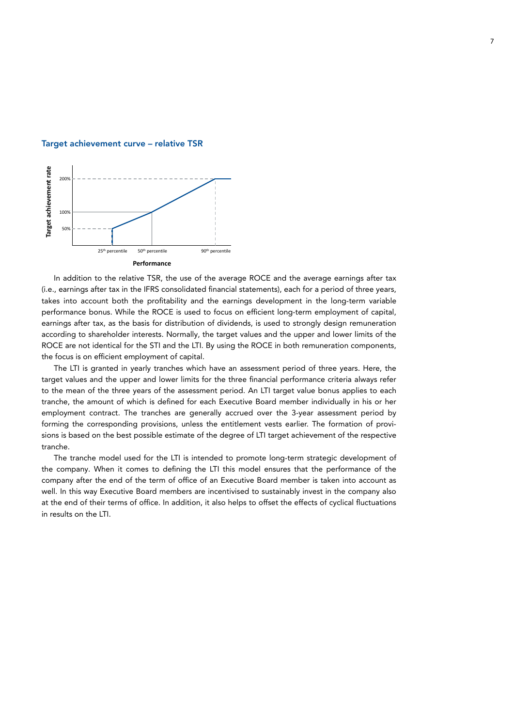### Target achievement curve – relative TSR

Target achievement rate

200%

100%

50%

25th percentile 50th percentile 90th percentile

**Performance**

In addition to the relative TSR, the use of the average ROCE and the average earnings after tax (i.e., earnings after tax in the IFRS consolidated financial statements), each for a period of three years, takes into account both the profitability and the earnings development in the long-term variable performance bonus. While the ROCE is used to focus on efficient long-term employment of capital, earnings after tax, as the basis for distribution of dividends, is used to strongly design remuneration according to shareholder interests. Normally, the target values and the upper and lower limits of the ROCE are not identical for the STI and the LTI. By using the ROCE in both remuneration components, the focus is on efficient employment of capital.

The LTI is granted in yearly tranches which have an assessment period of three years. Here, the target values and the upper and lower limits for the three financial performance criteria always refer to the mean of the three years of the assessment period. An LTI target value bonus applies to each tranche, the amount of which is defined for each Executive Board member individually in his or her employment contract. The tranches are generally accrued over the 3-year assessment period by forming the corresponding provisions, unless the entitlement vests earlier. The formation of provisions is based on the best possible estimate of the degree of LTI target achievement of the respective tranche.

The tranche model used for the LTI is intended to promote long-term strategic development of the company. When it comes to defining the LTI this model ensures that the performance of the company after the end of the term of office of an Executive Board member is taken into account as well. In this way Executive Board members are incentivised to sustainably invest in the company also at the end of their terms of office. In addition, it also helps to offset the effects of cyclical fluctuations in results on the LTI.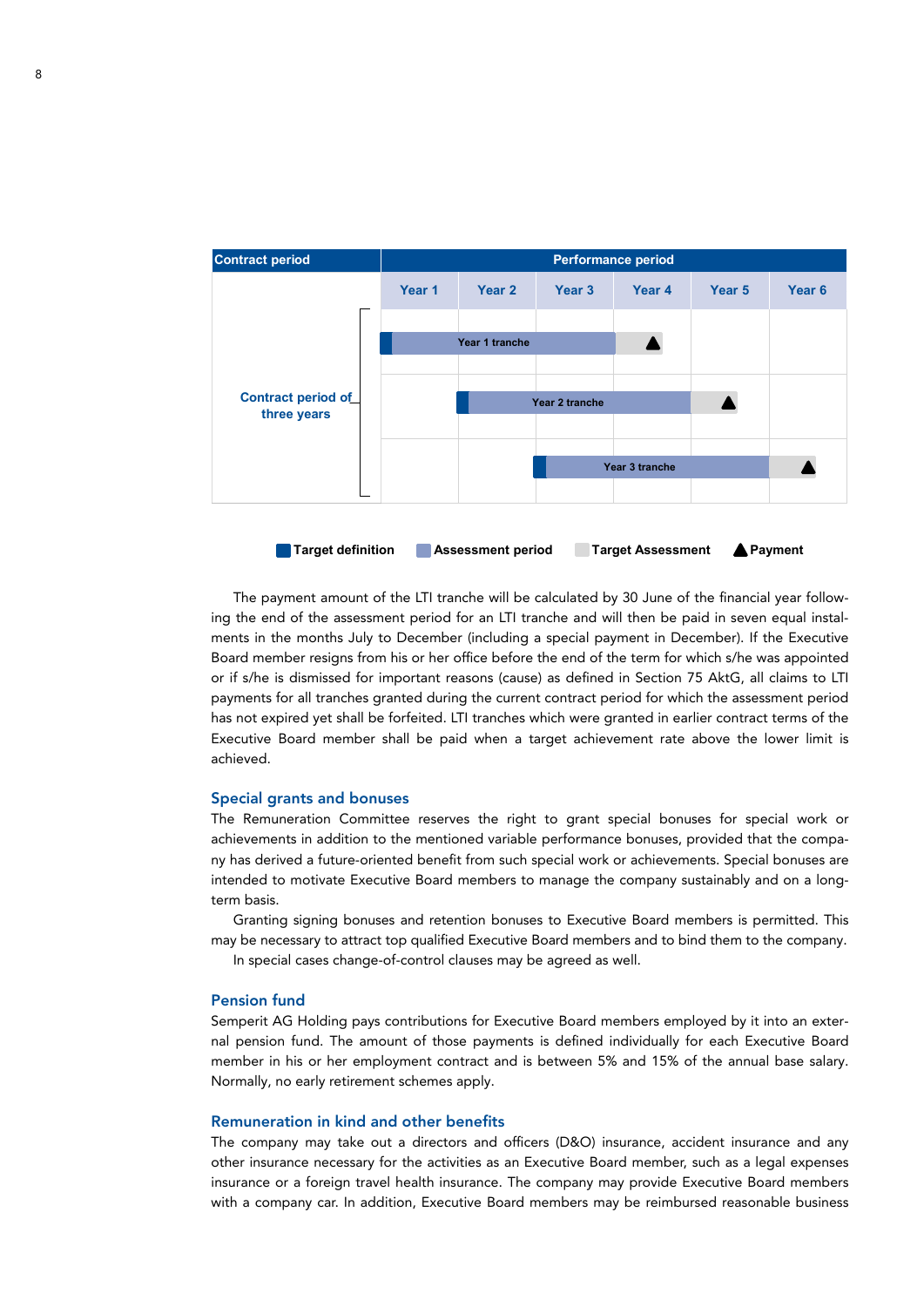| Contract period | Performance period | | | | | |
|---|---|---|---|---|---|---|
| | Year 1 | Year 2 | Year 3 | Year 4 | Year 5 | Year 6 |
| Contract period of three years | Year 1 tranche | | | ▲ | | |
| | | Year 2 tranche | | | ▲ | |
| | | | Year 3 tranche | | | ▲ |

Target definition | Assessment period | Target Assessment | ▲ Payment

The payment amount of the LTI tranche will be calculated by 30 June of the financial year following the end of the assessment period for an LTI tranche and will then be paid in seven equal instalments in the months July to December (including a special payment in December). If the Executive Board member resigns from his or her office before the end of the term for which s/he was appointed or if s/he is dismissed for important reasons (cause) as defined in Section 75 AktG, all claims to LTI payments for all tranches granted during the current contract period for which the assessment period has not expired yet shall be forfeited. LTI tranches which were granted in earlier contract terms of the Executive Board member shall be paid when a target achievement rate above the lower limit is achieved.

## Special grants and bonuses

The Remuneration Committee reserves the right to grant special bonuses for special work or achievements in addition to the mentioned variable performance bonuses, provided that the company has derived a future-oriented benefit from such special work or achievements. Special bonuses are intended to motivate Executive Board members to manage the company sustainably and on a long-term basis.

Granting signing bonuses and retention bonuses to Executive Board members is permitted. This may be necessary to attract top qualified Executive Board members and to bind them to the company.

In special cases change-of-control clauses may be agreed as well.

## Pension fund

Semperit AG Holding pays contributions for Executive Board members employed by it into an external pension fund. The amount of those payments is defined individually for each Executive Board member in his or her employment contract and is between 5% and 15% of the annual base salary. Normally, no early retirement schemes apply.

## Remuneration in kind and other benefits

The company may take out a directors and officers (D&O) insurance, accident insurance and any other insurance necessary for the activities as an Executive Board member, such as a legal expenses insurance or a foreign travel health insurance. The company may provide Executive Board members with a company car. In addition, Executive Board members may be reimbursed reasonable business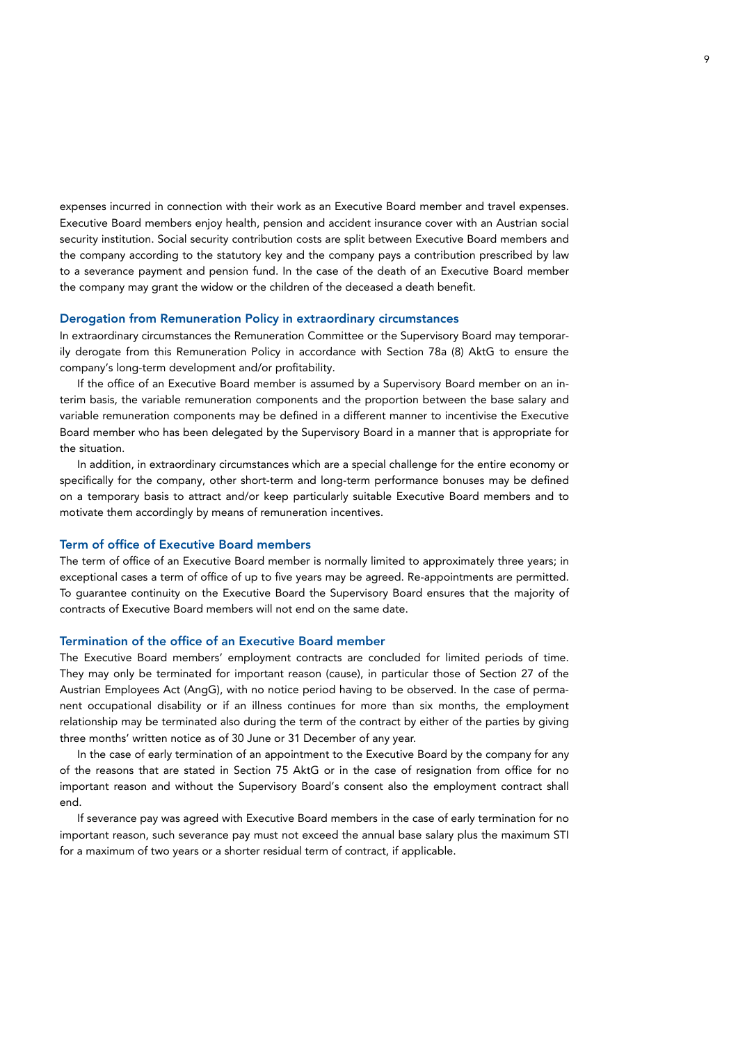expenses incurred in connection with their work as an Executive Board member and travel expenses. Executive Board members enjoy health, pension and accident insurance cover with an Austrian social security institution. Social security contribution costs are split between Executive Board members and the company according to the statutory key and the company pays a contribution prescribed by law to a severance payment and pension fund. In the case of the death of an Executive Board member the company may grant the widow or the children of the deceased a death benefit.

### Derogation from Remuneration Policy in extraordinary circumstances

In extraordinary circumstances the Remuneration Committee or the Supervisory Board may temporarily derogate from this Remuneration Policy in accordance with Section 78a (8) AktG to ensure the company's long-term development and/or profitability.

If the office of an Executive Board member is assumed by a Supervisory Board member on an interim basis, the variable remuneration components and the proportion between the base salary and variable remuneration components may be defined in a different manner to incentivise the Executive Board member who has been delegated by the Supervisory Board in a manner that is appropriate for the situation.

In addition, in extraordinary circumstances which are a special challenge for the entire economy or specifically for the company, other short-term and long-term performance bonuses may be defined on a temporary basis to attract and/or keep particularly suitable Executive Board members and to motivate them accordingly by means of remuneration incentives.

### Term of office of Executive Board members

The term of office of an Executive Board member is normally limited to approximately three years; in exceptional cases a term of office of up to five years may be agreed. Re-appointments are permitted. To guarantee continuity on the Executive Board the Supervisory Board ensures that the majority of contracts of Executive Board members will not end on the same date.

### Termination of the office of an Executive Board member

The Executive Board members' employment contracts are concluded for limited periods of time. They may only be terminated for important reason (cause), in particular those of Section 27 of the Austrian Employees Act (AngG), with no notice period having to be observed. In the case of permanent occupational disability or if an illness continues for more than six months, the employment relationship may be terminated also during the term of the contract by either of the parties by giving three months' written notice as of 30 June or 31 December of any year.

In the case of early termination of an appointment to the Executive Board by the company for any of the reasons that are stated in Section 75 AktG or in the case of resignation from office for no important reason and without the Supervisory Board's consent also the employment contract shall end.

If severance pay was agreed with Executive Board members in the case of early termination for no important reason, such severance pay must not exceed the annual base salary plus the maximum STI for a maximum of two years or a shorter residual term of contract, if applicable.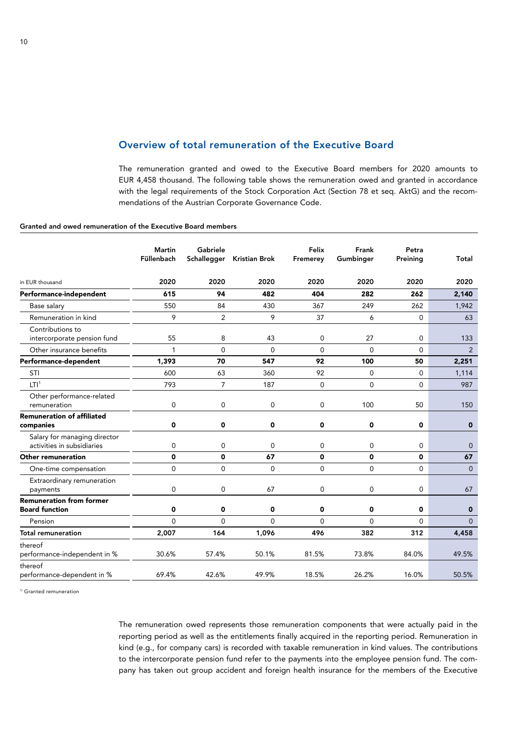## Overview of total remuneration of the Executive Board

The remuneration granted and owed to the Executive Board members for 2020 amounts to EUR 4,458 thousand. The following table shows the remuneration owed and granted in accordance with the legal requirements of the Stock Corporation Act (Section 78 et seq. AktG) and the recommendations of the Austrian Corporate Governance Code.

**Granted and owed remuneration of the Executive Board members**

| | Martin Füllenbach | Gabriele Schallegger | Kristian Brok | Felix Fremerey | Frank Gumbinger | Petra Preining | Total |
|---|---|---|---|---|---|---|---|
| in EUR thousand | 2020 | 2020 | 2020 | 2020 | 2020 | 2020 | 2020 |
| **Performance-independent** | **615** | **94** | **482** | **404** | **282** | **262** | **2,140** |
| Base salary | 550 | 84 | 430 | 367 | 249 | 262 | 1,942 |
| Remuneration in kind | 9 | 2 | 9 | 37 | 6 | 0 | 63 |
| Contributions to intercorporate pension fund | 55 | 8 | 43 | 0 | 27 | 0 | 133 |
| Other insurance benefits | 1 | 0 | 0 | 0 | 0 | 0 | 2 |
| **Performance-dependent** | **1,393** | **70** | **547** | **92** | **100** | **50** | **2,251** |
| STI | 600 | 63 | 360 | 92 | 0 | 0 | 1,114 |
| LTI[1] | 793 | 7 | 187 | 0 | 0 | 0 | 987 |
| Other performance-related remuneration | 0 | 0 | 0 | 0 | 100 | 50 | 150 |
| **Remuneration of affiliated companies** | **0** | **0** | **0** | **0** | **0** | **0** | **0** |
| Salary for managing director activities in subsidiaries | 0 | 0 | 0 | 0 | 0 | 0 | 0 |
| **Other remuneration** | **0** | **0** | **67** | **0** | **0** | **0** | **67** |
| One-time compensation | 0 | 0 | 0 | 0 | 0 | 0 | 0 |
| Extraordinary remuneration payments | 0 | 0 | 67 | 0 | 0 | 0 | 67 |
| **Remuneration from former Board function** | **0** | **0** | **0** | **0** | **0** | **0** | **0** |
| Pension | 0 | 0 | 0 | 0 | 0 | 0 | 0 |
| **Total remuneration** | **2,007** | **164** | **1,096** | **496** | **382** | **312** | **4,458** |
| thereof performance-independent in % | 30.6% | 57.4% | 50.1% | 81.5% | 73.8% | 84.0% | 49.5% |
| thereof performance-dependent in % | 69.4% | 42.6% | 49.9% | 18.5% | 26.2% | 16.0% | 50.5% |

[1] Granted remuneration

The remuneration owed represents those remuneration components that were actually paid in the reporting period as well as the entitlements finally acquired in the reporting period. Remuneration in kind (e.g., for company cars) is recorded with taxable remuneration in kind values. The contributions to the intercorporate pension fund refer to the payments into the employee pension fund. The company has taken out group accident and foreign health insurance for the members of the Executive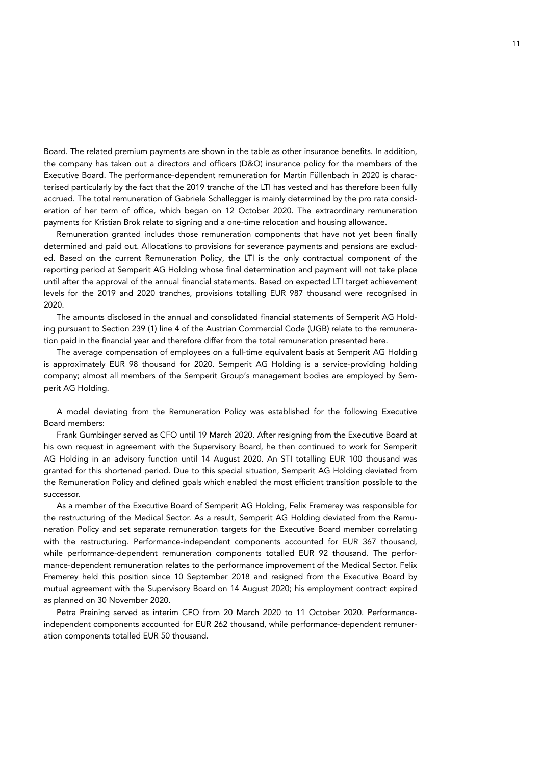Board. The related premium payments are shown in the table as other insurance benefits. In addition, the company has taken out a directors and officers (D&O) insurance policy for the members of the Executive Board. The performance-dependent remuneration for Martin Füllenbach in 2020 is characterised particularly by the fact that the 2019 tranche of the LTI has vested and has therefore been fully accrued. The total remuneration of Gabriele Schallegger is mainly determined by the pro rata consideration of her term of office, which began on 12 October 2020. The extraordinary remuneration payments for Kristian Brok relate to signing and a one-time relocation and housing allowance.

Remuneration granted includes those remuneration components that have not yet been finally determined and paid out. Allocations to provisions for severance payments and pensions are excluded. Based on the current Remuneration Policy, the LTI is the only contractual component of the reporting period at Semperit AG Holding whose final determination and payment will not take place until after the approval of the annual financial statements. Based on expected LTI target achievement levels for the 2019 and 2020 tranches, provisions totalling EUR 987 thousand were recognised in 2020.

The amounts disclosed in the annual and consolidated financial statements of Semperit AG Holding pursuant to Section 239 (1) line 4 of the Austrian Commercial Code (UGB) relate to the remuneration paid in the financial year and therefore differ from the total remuneration presented here.

The average compensation of employees on a full-time equivalent basis at Semperit AG Holding is approximately EUR 98 thousand for 2020. Semperit AG Holding is a service-providing holding company; almost all members of the Semperit Group's management bodies are employed by Semperit AG Holding.

A model deviating from the Remuneration Policy was established for the following Executive Board members:

Frank Gumbinger served as CFO until 19 March 2020. After resigning from the Executive Board at his own request in agreement with the Supervisory Board, he then continued to work for Semperit AG Holding in an advisory function until 14 August 2020. An STI totalling EUR 100 thousand was granted for this shortened period. Due to this special situation, Semperit AG Holding deviated from the Remuneration Policy and defined goals which enabled the most efficient transition possible to the successor.

As a member of the Executive Board of Semperit AG Holding, Felix Fremerey was responsible for the restructuring of the Medical Sector. As a result, Semperit AG Holding deviated from the Remuneration Policy and set separate remuneration targets for the Executive Board member correlating with the restructuring. Performance-independent components accounted for EUR 367 thousand, while performance-dependent remuneration components totalled EUR 92 thousand. The performance-dependent remuneration relates to the performance improvement of the Medical Sector. Felix Fremerey held this position since 10 September 2018 and resigned from the Executive Board by mutual agreement with the Supervisory Board on 14 August 2020; his employment contract expired as planned on 30 November 2020.

Petra Preining served as interim CFO from 20 March 2020 to 11 October 2020. Performance-independent components accounted for EUR 262 thousand, while performance-dependent remuneration components totalled EUR 50 thousand.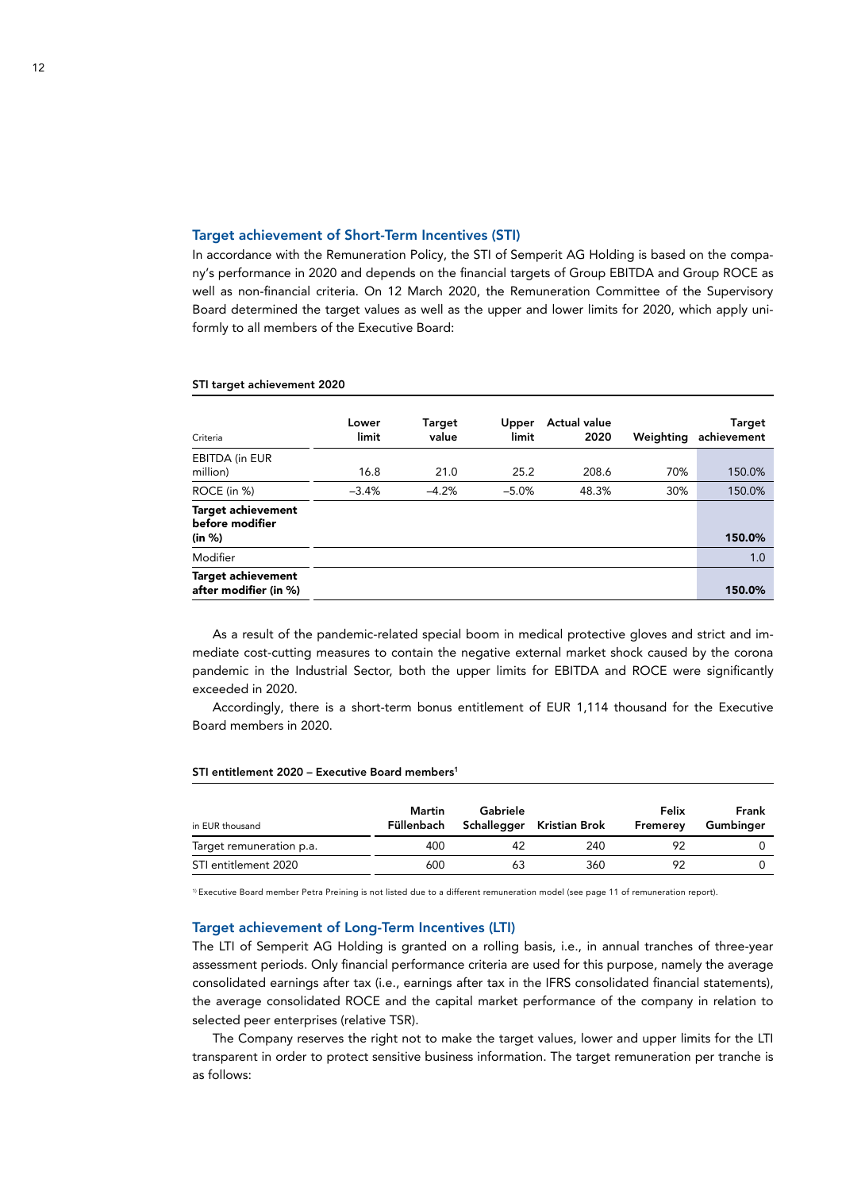## Target achievement of Short-Term Incentives (STI)

In accordance with the Remuneration Policy, the STI of Semperit AG Holding is based on the company's performance in 2020 and depends on the financial targets of Group EBITDA and Group ROCE as well as non-financial criteria. On 12 March 2020, the Remuneration Committee of the Supervisory Board determined the target values as well as the upper and lower limits for 2020, which apply uniformly to all members of the Executive Board:

**STI target achievement 2020**

| Criteria | Lower limit | Target value | Upper limit | Actual value 2020 | Weighting | Target achievement |
|---|---|---|---|---|---|---|
| EBITDA (in EUR million) | 16.8 | 21.0 | 25.2 | 208.6 | 70% | 150.0% |
| ROCE (in %) | –3.4% | –4.2% | –5.0% | 48.3% | 30% | 150.0% |
| **Target achievement before modifier (in %)** | | | | | | **150.0%** |
| Modifier | | | | | | 1.0 |
| **Target achievement after modifier (in %)** | | | | | | **150.0%** |

As a result of the pandemic-related special boom in medical protective gloves and strict and immediate cost-cutting measures to contain the negative external market shock caused by the corona pandemic in the Industrial Sector, both the upper limits for EBITDA and ROCE were significantly exceeded in 2020.

Accordingly, there is a short-term bonus entitlement of EUR 1,114 thousand for the Executive Board members in 2020.

**STI entitlement 2020 – Executive Board members[1]**

| in EUR thousand | Martin Füllenbach | Gabriele Schallegger | Kristian Brok | Felix Fremerey | Frank Gumbinger |
|---|---|---|---|---|---|
| Target remuneration p.a. | 400 | 42 | 240 | 92 | 0 |
| STI entitlement 2020 | 600 | 63 | 360 | 92 | 0 |

[1] Executive Board member Petra Preining is not listed due to a different remuneration model (see page 11 of remuneration report).

## Target achievement of Long-Term Incentives (LTI)

The LTI of Semperit AG Holding is granted on a rolling basis, i.e., in annual tranches of three-year assessment periods. Only financial performance criteria are used for this purpose, namely the average consolidated earnings after tax (i.e., earnings after tax in the IFRS consolidated financial statements), the average consolidated ROCE and the capital market performance of the company in relation to selected peer enterprises (relative TSR).

The Company reserves the right not to make the target values, lower and upper limits for the LTI transparent in order to protect sensitive business information. The target remuneration per tranche is as follows: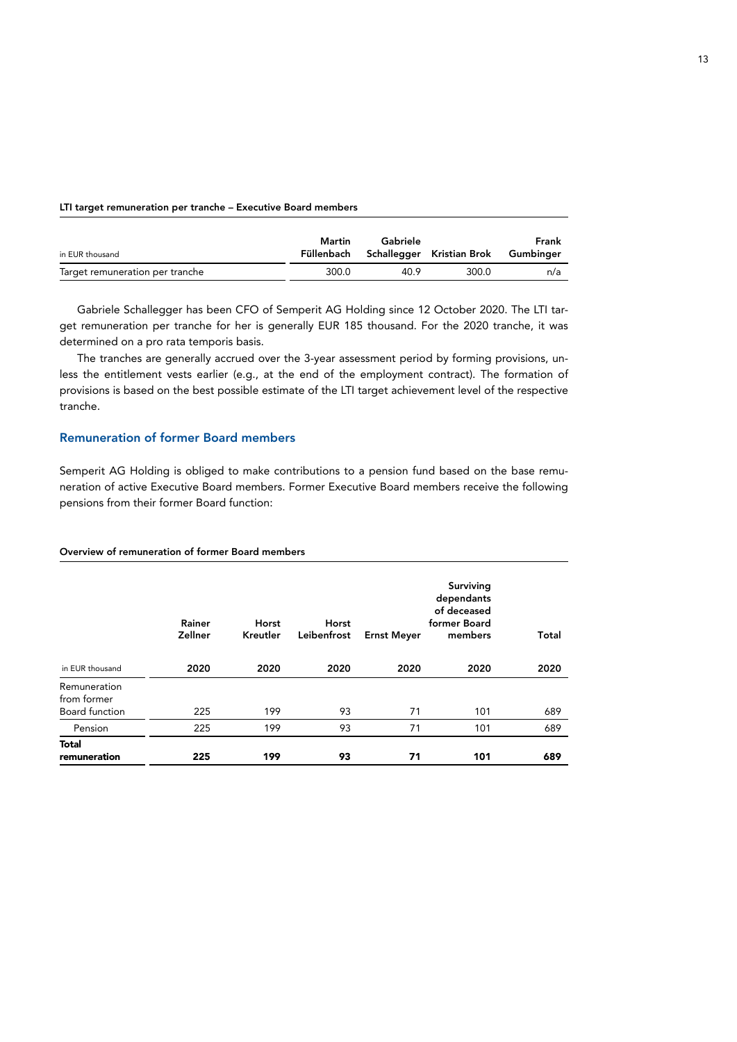**LTI target remuneration per tranche – Executive Board members**

| in EUR thousand | Martin Füllenbach | Gabriele Schallegger | Kristian Brok | Frank Gumbinger |
|---|---|---|---|---|
| Target remuneration per tranche | 300.0 | 40.9 | 300.0 | n/a |

Gabriele Schallegger has been CFO of Semperit AG Holding since 12 October 2020. The LTI target remuneration per tranche for her is generally EUR 185 thousand. For the 2020 tranche, it was determined on a pro rata temporis basis.

The tranches are generally accrued over the 3-year assessment period by forming provisions, unless the entitlement vests earlier (e.g., at the end of the employment contract). The formation of provisions is based on the best possible estimate of the LTI target achievement level of the respective tranche.

## Remuneration of former Board members

Semperit AG Holding is obliged to make contributions to a pension fund based on the base remuneration of active Executive Board members. Former Executive Board members receive the following pensions from their former Board function:

**Overview of remuneration of former Board members**

| | Rainer Zellner | Horst Kreutler | Horst Leibenfrost | Ernst Meyer | Surviving dependants of deceased former Board members | Total |
|---|---|---|---|---|---|---|
| in EUR thousand | 2020 | 2020 | 2020 | 2020 | 2020 | 2020 |
| Remuneration from former Board function | 225 | 199 | 93 | 71 | 101 | 689 |
| Pension | 225 | 199 | 93 | 71 | 101 | 689 |
| **Total remuneration** | **225** | **199** | **93** | **71** | **101** | **689** |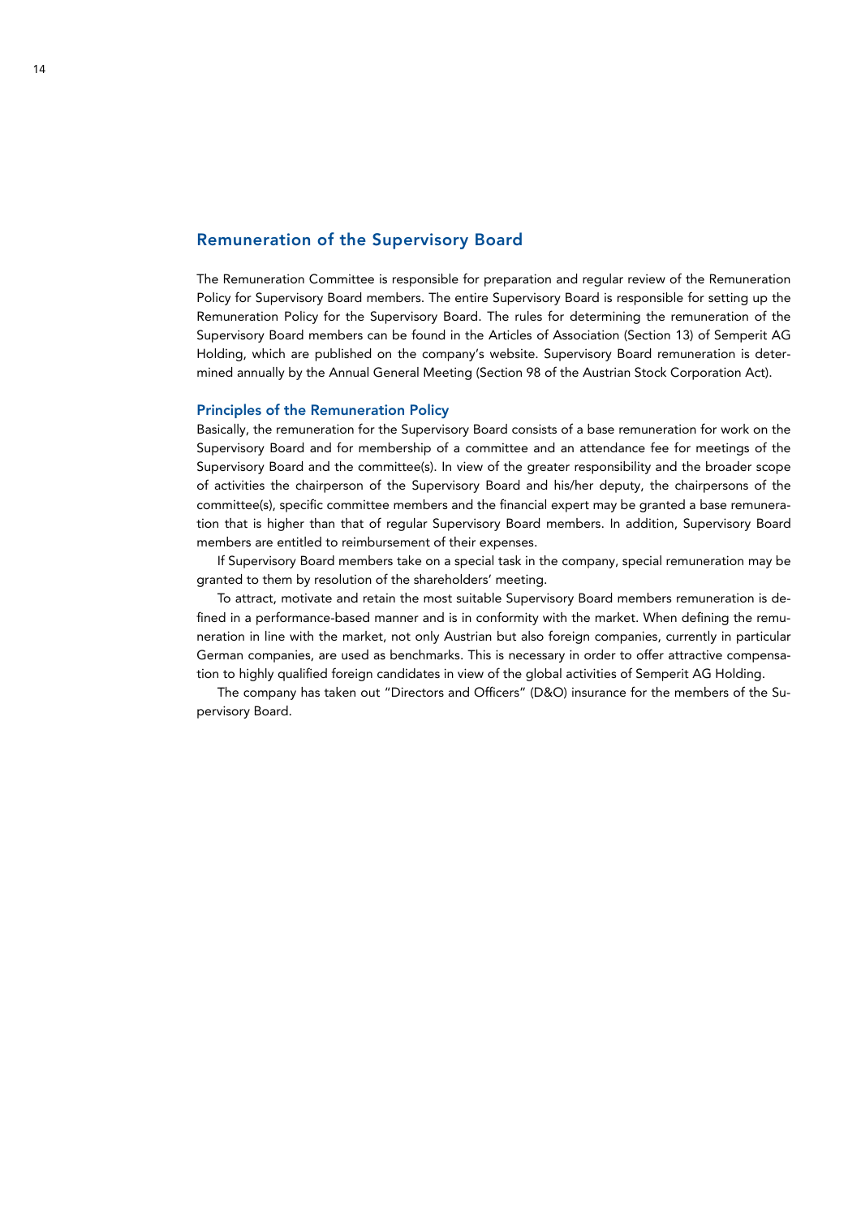## Remuneration of the Supervisory Board

The Remuneration Committee is responsible for preparation and regular review of the Remuneration Policy for Supervisory Board members. The entire Supervisory Board is responsible for setting up the Remuneration Policy for the Supervisory Board. The rules for determining the remuneration of the Supervisory Board members can be found in the Articles of Association (Section 13) of Semperit AG Holding, which are published on the company's website. Supervisory Board remuneration is determined annually by the Annual General Meeting (Section 98 of the Austrian Stock Corporation Act).

### Principles of the Remuneration Policy

Basically, the remuneration for the Supervisory Board consists of a base remuneration for work on the Supervisory Board and for membership of a committee and an attendance fee for meetings of the Supervisory Board and the committee(s). In view of the greater responsibility and the broader scope of activities the chairperson of the Supervisory Board and his/her deputy, the chairpersons of the committee(s), specific committee members and the financial expert may be granted a base remuneration that is higher than that of regular Supervisory Board members. In addition, Supervisory Board members are entitled to reimbursement of their expenses.

If Supervisory Board members take on a special task in the company, special remuneration may be granted to them by resolution of the shareholders' meeting.

To attract, motivate and retain the most suitable Supervisory Board members remuneration is defined in a performance-based manner and is in conformity with the market. When defining the remuneration in line with the market, not only Austrian but also foreign companies, currently in particular German companies, are used as benchmarks. This is necessary in order to offer attractive compensation to highly qualified foreign candidates in view of the global activities of Semperit AG Holding.

The company has taken out "Directors and Officers" (D&O) insurance for the members of the Supervisory Board.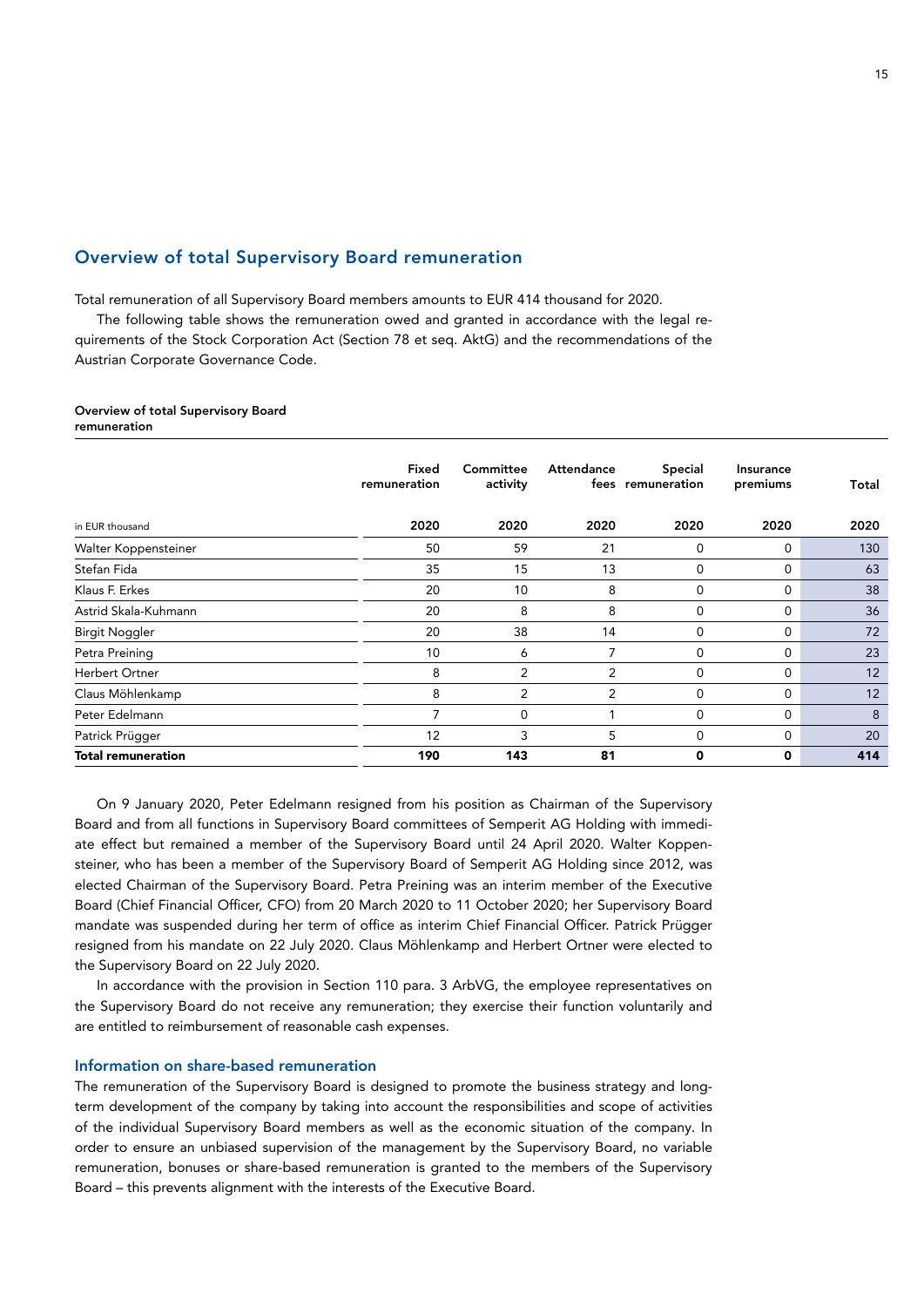## Overview of total Supervisory Board remuneration

Total remuneration of all Supervisory Board members amounts to EUR 414 thousand for 2020.

The following table shows the remuneration owed and granted in accordance with the legal requirements of the Stock Corporation Act (Section 78 et seq. AktG) and the recommendations of the Austrian Corporate Governance Code.

**Overview of total Supervisory Board remuneration**

| | Fixed remuneration | Committee activity | Attendance fees | Special remuneration | Insurance premiums | Total |
|---|---|---|---|---|---|---|
| in EUR thousand | 2020 | 2020 | 2020 | 2020 | 2020 | 2020 |
| Walter Koppensteiner | 50 | 59 | 21 | 0 | 0 | 130 |
| Stefan Fida | 35 | 15 | 13 | 0 | 0 | 63 |
| Klaus F. Erkes | 20 | 10 | 8 | 0 | 0 | 38 |
| Astrid Skala-Kuhmann | 20 | 8 | 8 | 0 | 0 | 36 |
| Birgit Noggler | 20 | 38 | 14 | 0 | 0 | 72 |
| Petra Preining | 10 | 6 | 7 | 0 | 0 | 23 |
| Herbert Ortner | 8 | 2 | 2 | 0 | 0 | 12 |
| Claus Möhlenkamp | 8 | 2 | 2 | 0 | 0 | 12 |
| Peter Edelmann | 7 | 0 | 1 | 0 | 0 | 8 |
| Patrick Prügger | 12 | 3 | 5 | 0 | 0 | 20 |
| **Total remuneration** | **190** | **143** | **81** | **0** | **0** | **414** |

On 9 January 2020, Peter Edelmann resigned from his position as Chairman of the Supervisory Board and from all functions in Supervisory Board committees of Semperit AG Holding with immediate effect but remained a member of the Supervisory Board until 24 April 2020. Walter Koppensteiner, who has been a member of the Supervisory Board of Semperit AG Holding since 2012, was elected Chairman of the Supervisory Board. Petra Preining was an interim member of the Executive Board (Chief Financial Officer, CFO) from 20 March 2020 to 11 October 2020; her Supervisory Board mandate was suspended during her term of office as interim Chief Financial Officer. Patrick Prügger resigned from his mandate on 22 July 2020. Claus Möhlenkamp and Herbert Ortner were elected to the Supervisory Board on 22 July 2020.

In accordance with the provision in Section 110 para. 3 ArbVG, the employee representatives on the Supervisory Board do not receive any remuneration; they exercise their function voluntarily and are entitled to reimbursement of reasonable cash expenses.

### Information on share-based remuneration

The remuneration of the Supervisory Board is designed to promote the business strategy and long-term development of the company by taking into account the responsibilities and scope of activities of the individual Supervisory Board members as well as the economic situation of the company. In order to ensure an unbiased supervision of the management by the Supervisory Board, no variable remuneration, bonuses or share-based remuneration is granted to the members of the Supervisory Board – this prevents alignment with the interests of the Executive Board.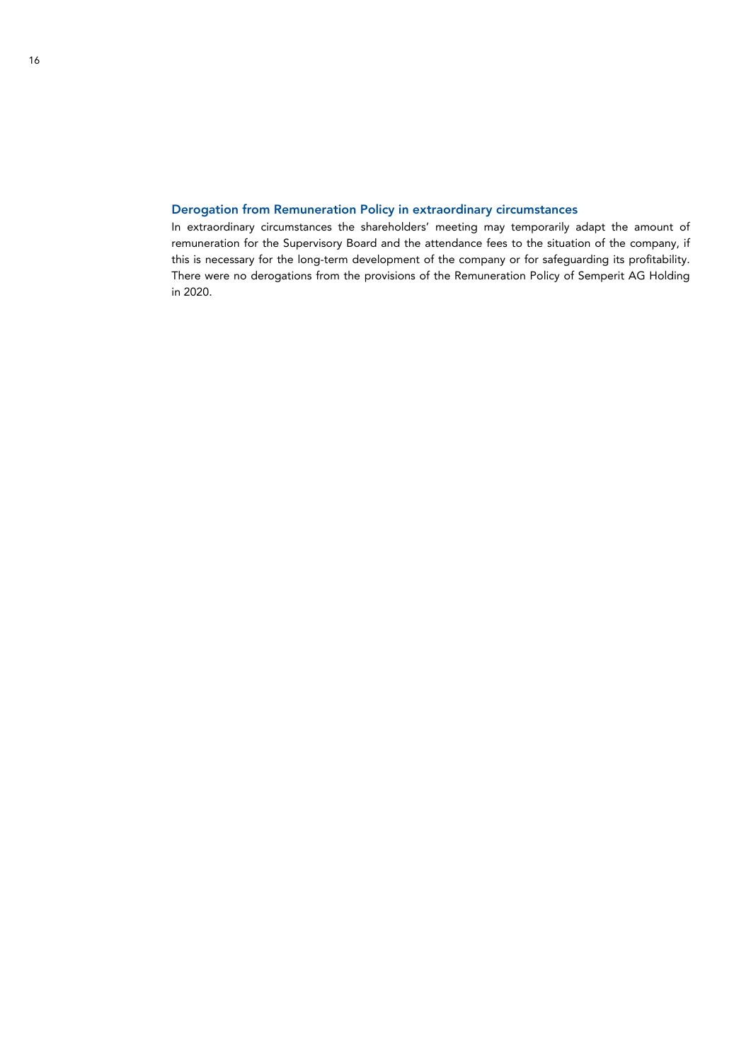## Derogation from Remuneration Policy in extraordinary circumstances

In extraordinary circumstances the shareholders' meeting may temporarily adapt the amount of remuneration for the Supervisory Board and the attendance fees to the situation of the company, if this is necessary for the long-term development of the company or for safeguarding its profitability. There were no derogations from the provisions of the Remuneration Policy of Semperit AG Holding in 2020.